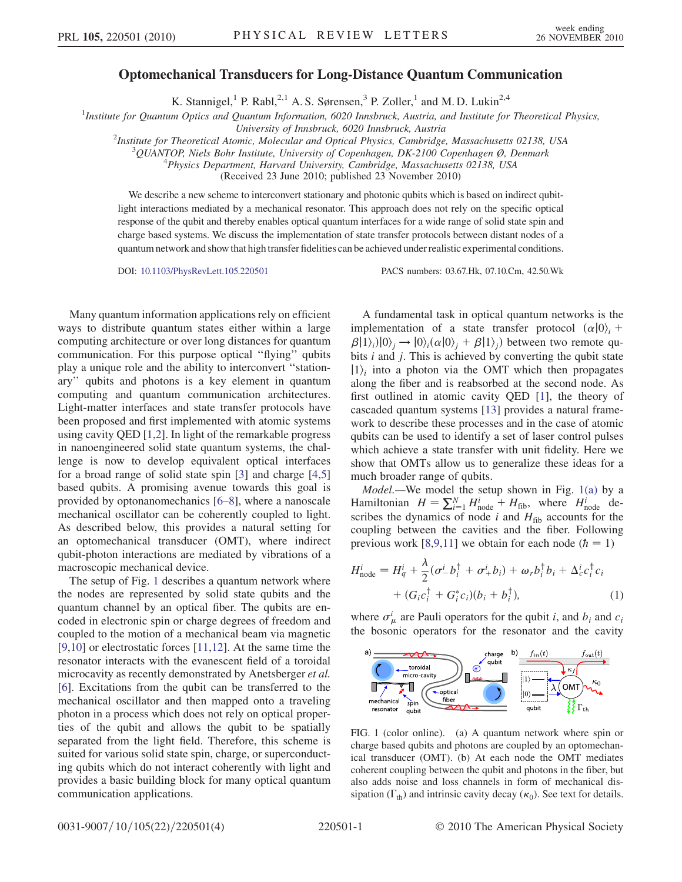# Optomechanical Transducers for Long-Distance Quantum Communication

K. Stannigel,[1] P. Rabl,[2,1] A. S. Sørensen,[3] P. Zoller,[1] and M. D. Lukin[2,4]

[1]Institute for Quantum Optics and Quantum Information, 6020 Innsbruck, Austria, and Institute for Theoretical Physics, University of Innsbruck, 6020 Innsbruck, Austria

[2]Institute for Theoretical Atomic, Molecular and Optical Physics, Cambridge, Massachusetts 02138, USA

[3]QUANTOP, Niels Bohr Institute, University of Copenhagen, DK-2100 Copenhagen Ø, Denmark

[4]Physics Department, Harvard University, Cambridge, Massachusetts 02138, USA

(Received 23 June 2010; published 23 November 2010)

We describe a new scheme to interconvert stationary and photonic qubits which is based on indirect qubit-light interactions mediated by a mechanical resonator. This approach does not rely on the specific optical response of the qubit and thereby enables optical quantum interfaces for a wide range of solid state spin and charge based systems. We discuss the implementation of state transfer protocols between distant nodes of a quantum network and show that high transfer fidelities can be achieved under realistic experimental conditions.

DOI: 10.1103/PhysRevLett.105.220501 PACS numbers: 03.67.Hk, 07.10.Cm, 42.50.Wk

Many quantum information applications rely on efficient ways to distribute quantum states either within a large computing architecture or over long distances for quantum communication. For this purpose optical "flying" qubits play a unique role and the ability to interconvert "stationary" qubits and photons is a key element in quantum computing and quantum communication architectures. Light-matter interfaces and state transfer protocols have been proposed and first implemented with atomic systems using cavity QED [1,2]. In light of the remarkable progress in nanoengineered solid state quantum systems, the challenge is now to develop equivalent optical interfaces for a broad range of solid state spin [3] and charge [4,5] based qubits. A promising avenue towards this goal is provided by optonanomechanics [6–8], where a nanoscale mechanical oscillator can be coherently coupled to light. As described below, this provides a natural setting for an optomechanical transducer (OMT), where indirect qubit-photon interactions are mediated by vibrations of a macroscopic mechanical device.

The setup of Fig. 1 describes a quantum network where the nodes are represented by solid state qubits and the quantum channel by an optical fiber. The qubits are encoded in electronic spin or charge degrees of freedom and coupled to the motion of a mechanical beam via magnetic [9,10] or electrostatic forces [11,12]. At the same time the resonator interacts with the evanescent field of a toroidal microcavity as recently demonstrated by Anetsberger *et al.* [6]. Excitations from the qubit can be transferred to the mechanical oscillator and then mapped onto a traveling photon in a process which does not rely on optical properties of the qubit and allows the qubit to be spatially separated from the light field. Therefore, this scheme is suited for various solid state spin, charge, or superconducting qubits which do not interact coherently with light and provides a basic building block for many optical quantum communication applications.

A fundamental task in optical quantum networks is the implementation of a state transfer protocol $(\alpha|0\rangle_i + \beta|1\rangle_i)|0\rangle_j \rightarrow |0\rangle_i(\alpha|0\rangle_j + \beta|1\rangle_j)$ between two remote qubits $i$ and $j$. This is achieved by converting the qubit state $|1\rangle_i$ into a photon via the OMT which then propagates along the fiber and is reabsorbed at the second node. As first outlined in atomic cavity QED [1], the theory of cascaded quantum systems [13] provides a natural framework to describe these processes and in the case of atomic qubits can be used to identify a set of laser control pulses which achieve a state transfer with unit fidelity. Here we show that OMTs allow us to generalize these ideas for a much broader range of qubits.

*Model.*—We model the setup shown in Fig. 1(a) by a Hamiltonian $H = \sum_{i=1}^{N} H^i_{\mathrm{node}} + H_{\mathrm{fib}}$, where $H^i_{\mathrm{node}}$ describes the dynamics of node $i$ and $H_{\mathrm{fib}}$ accounts for the coupling between the cavities and the fiber. Following previous work [8,9,11] we obtain for each node ($\hbar = 1$)

$$H^i_{\mathrm{node}} = H^i_q + \frac{\lambda}{2}(\sigma^i_- b^\dagger_i + \sigma^i_+ b_i) + \omega_r b^\dagger_i b_i + \Delta^i_c c^\dagger_i c_i + (G_i c^\dagger_i + G^*_i c_i)(b_i + b^\dagger_i), \tag{1}$$

where $\sigma^i_\mu$ are Pauli operators for the qubit $i$, and $b_i$ and $c_i$ the bosonic operators for the resonator and the cavity

FIG. 1 (color online). (a) A quantum network where spin or charge based qubits and photons are coupled by an optomechanical transducer (OMT). (b) At each node the OMT mediates coherent coupling between the qubit and photons in the fiber, but also adds noise and loss channels in form of mechanical dissipation ($\Gamma_{\mathrm{th}}$) and intrinsic cavity decay ($\kappa_0$). See text for details.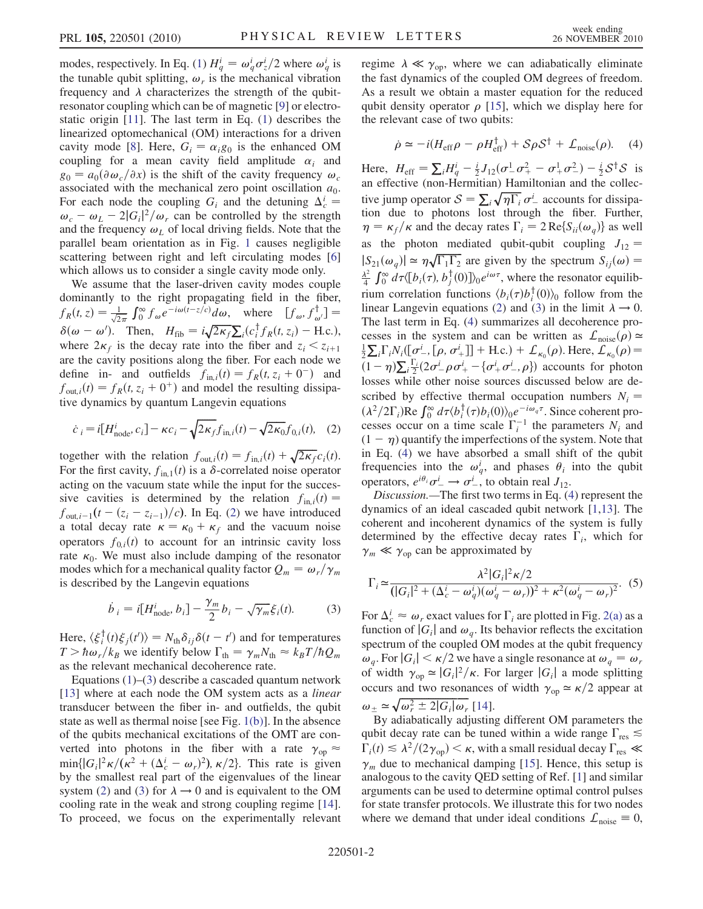modes, respectively. In Eq. (1) $H_q^i = \omega_q^i \sigma_z^i/2$ where $\omega_q^i$ is the tunable qubit splitting, $\omega_r$ is the mechanical vibration frequency and $\lambda$ characterizes the strength of the qubit-resonator coupling which can be of magnetic [9] or electrostatic origin [11]. The last term in Eq. (1) describes the linearized optomechanical (OM) interactions for a driven cavity mode [8]. Here, $G_i = \alpha_i g_0$ is the enhanced OM coupling for a mean cavity field amplitude $\alpha_i$ and $g_0 = a_0(\partial\omega_c/\partial x)$ is the shift of the cavity frequency $\omega_c$ associated with the mechanical zero point oscillation $a_0$. For each node the coupling $G_i$ and the detuning $\Delta_c^i = \omega_c - \omega_L - 2|G_i|^2/\omega_r$ can be controlled by the strength and the frequency $\omega_L$ of local driving fields. Note that the parallel beam orientation as in Fig. 1 causes negligible scattering between right and left circulating modes [6] which allows us to consider a single cavity mode only.

We assume that the laser-driven cavity modes couple dominantly to the right propagating field in the fiber, $f_R(t,z) = \frac{1}{\sqrt{2\pi}}\int_0^\infty f_\omega e^{-i\omega(t-z/c)}d\omega$, where $[f_\omega, f_{\omega'}^\dagger] = \delta(\omega-\omega')$. Then, $H_{\rm fib} = i\sqrt{2\kappa_f}\sum_i(c_i^\dagger f_R(t,z_i) - \text{H.c.})$, where $2\kappa_f$ is the decay rate into the fiber and $z_i < z_{i+1}$ are the cavity positions along the fiber. For each node we define in- and outfields $f_{{\rm in},i}(t) = f_R(t, z_i + 0^-)$ and $f_{{\rm out},i}(t) = f_R(t, z_i + 0^+)$ and model the resulting dissipative dynamics by quantum Langevin equations

$$\dot{c}_i = i[H_{\rm node}^i, c_i] - \kappa c_i - \sqrt{2\kappa_f} f_{{\rm in},i}(t) - \sqrt{2\kappa_0} f_{0,i}(t), \quad (2)$$

together with the relation $f_{{\rm out},i}(t) = f_{{\rm in},i}(t) + \sqrt{2\kappa_f}c_i(t)$. For the first cavity, $f_{{\rm in},1}(t)$ is a $\delta$-correlated noise operator acting on the vacuum state while the input for the successive cavities is determined by the relation $f_{{\rm in},i}(t) = f_{{\rm out},i-1}(t - (z_i - z_{i-1})/c)$. In Eq. (2) we have introduced a total decay rate $\kappa = \kappa_0 + \kappa_f$ and the vacuum noise operators $f_{0,i}(t)$ to account for an intrinsic cavity loss rate $\kappa_0$. We must also include damping of the resonator modes which for a mechanical quality factor $Q_m = \omega_r/\gamma_m$ is described by the Langevin equations

$$\dot{b}_i = i[H_{\rm node}^i, b_i] - \frac{\gamma_m}{2}b_i - \sqrt{\gamma_m}\xi_i(t). \quad (3)$$

Here, $\langle \xi_i^\dagger(t)\xi_j(t')\rangle = N_{\rm th}\delta_{ij}\delta(t-t')$ and for temperatures $T > \hbar\omega_r/k_B$ we identify below $\Gamma_{\rm th} = \gamma_m N_{\rm th} \approx k_B T/\hbar Q_m$ as the relevant mechanical decoherence rate.

Equations (1)–(3) describe a cascaded quantum network [13] where at each node the OM system acts as a *linear* transducer between the fiber in- and outfields, the qubit state as well as thermal noise [see Fig. 1(b)]. In the absence of the qubits mechanical excitations of the OMT are converted into photons in the fiber with a rate $\gamma_{\rm op} \approx \min\{|G_i|^2\kappa/(\kappa^2 + (\Delta_c^i - \omega_r)^2), \kappa/2\}$. This rate is given by the smallest real part of the eigenvalues of the linear system (2) and (3) for $\lambda \to 0$ and is equivalent to the OM cooling rate in the weak and strong coupling regime [14]. To proceed, we focus on the experimentally relevant regime $\lambda \ll \gamma_{\rm op}$, where we can adiabatically eliminate the fast dynamics of the coupled OM degrees of freedom. As a result we obtain a master equation for the reduced qubit density operator $\rho$ [15], which we display here for the relevant case of two qubits:

$$\dot{\rho} \simeq -i(H_{\rm eff}\rho - \rho H_{\rm eff}^\dagger) + \mathcal{S}\rho\mathcal{S}^\dagger + \mathcal{L}_{\rm noise}(\rho). \quad (4)$$

Here, $H_{\rm eff} = \sum_i H_q^i - \frac{i}{2}J_{12}(\sigma_-^1\sigma_+^2 - \sigma_+^1\sigma_-^2) - \frac{i}{2}\mathcal{S}^\dagger\mathcal{S}$ is an effective (non-Hermitian) Hamiltonian and the collective jump operator $\mathcal{S} = \sum_i\sqrt{\eta\Gamma_i}\,\sigma_-^i$ accounts for dissipation due to photons lost through the fiber. Further, $\eta = \kappa_f/\kappa$ and the decay rates $\Gamma_i = 2\,{\rm Re}\{S_{ii}(\omega_q)\}$ as well as the photon mediated qubit-qubit coupling $J_{12} = |S_{21}(\omega_q)| \simeq \eta\sqrt{\Gamma_1\Gamma_2}$ are given by the spectrum $S_{ij}(\omega) = \frac{\lambda^2}{4}\int_0^\infty d\tau\langle[b_i(\tau), b_j^\dagger(0)]\rangle_0 e^{i\omega\tau}$, where the resonator equilibrium correlation functions $\langle b_i(\tau)b_i^\dagger(0)\rangle_0$ follow from the linear Langevin equations (2) and (3) in the limit $\lambda \to 0$. The last term in Eq. (4) summarizes all decoherence processes in the system and can be written as $\mathcal{L}_{\rm noise}(\rho) \simeq \frac{1}{2}\sum_i\Gamma_i N_i([\sigma_-^i, [\rho, \sigma_+^i]] + \text{H.c.}) + \mathcal{L}_{\kappa_0}(\rho)$. Here, $\mathcal{L}_{\kappa_0}(\rho) = (1-\eta)\sum_i\frac{\Gamma_i}{2}(2\sigma_-^i\rho\sigma_+^i - \{\sigma_+^i\sigma_-^i, \rho\})$ accounts for photon losses while other noise sources discussed below are described by effective thermal occupation numbers $N_i = (\lambda^2/2\Gamma_i){\rm Re}\int_0^\infty d\tau\langle b_i^\dagger(\tau)b_i(0)\rangle_0 e^{-i\omega_q\tau}$. Since coherent processes occur on a time scale $\Gamma_i^{-1}$ the parameters $N_i$ and $(1-\eta)$ quantify the imperfections of the system. Note that in Eq. (4) we have absorbed a small shift of the qubit frequencies into the $\omega_q^i$, and phases $\theta_i$ into the qubit operators, $e^{i\theta_i}\sigma_-^i \to \sigma_-^i$, to obtain real $J_{12}$.

*Discussion.*—The first two terms in Eq. (4) represent the dynamics of an ideal cascaded qubit network [1,13]. The coherent and incoherent dynamics of the system is fully determined by the effective decay rates $\Gamma_i$, which for $\gamma_m \ll \gamma_{\rm op}$ can be approximated by

$$\Gamma_i \simeq \frac{\lambda^2|G_i|^2\kappa/2}{(|G_i|^2 + (\Delta_c^i - \omega_q^i)(\omega_q^i - \omega_r))^2 + \kappa^2(\omega_q^i - \omega_r)^2}. \quad (5)$$

For $\Delta_c^i \approx \omega_r$ exact values for $\Gamma_i$ are plotted in Fig. 2(a) as a function of $|G_i|$ and $\omega_q$. Its behavior reflects the excitation spectrum of the coupled OM modes at the qubit frequency $\omega_q$. For $|G_i| < \kappa/2$ we have a single resonance at $\omega_q = \omega_r$ of width $\gamma_{\rm op} \simeq |G_i|^2/\kappa$. For larger $|G_i|$ a mode splitting occurs and two resonances of width $\gamma_{\rm op} \simeq \kappa/2$ appear at $\omega_\pm \simeq \sqrt{\omega_r^2 \pm 2|G_i|\omega_r}$ [14].

By adiabatically adjusting different OM parameters the qubit decay rate can be tuned within a wide range $\Gamma_{\rm res} \lesssim \Gamma_i(t) \lesssim \lambda^2/(2\gamma_{\rm op}) < \kappa$, with a small residual decay $\Gamma_{\rm res} \ll \gamma_m$ due to mechanical damping [15]. Hence, this setup is analogous to the cavity QED setting of Ref. [1] and similar arguments can be used to determine optimal control pulses for state transfer protocols. We illustrate this for two nodes where we demand that under ideal conditions $\mathcal{L}_{\rm noise} \equiv 0$,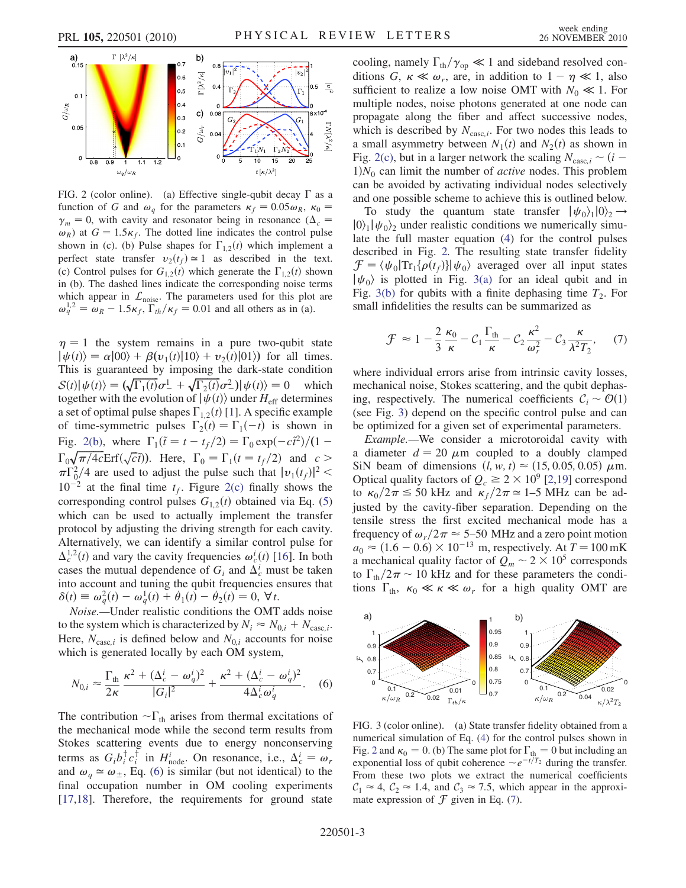FIG. 2 (color online). (a) Effective single-qubit decay $\Gamma$ as a function of $G$ and $\omega_q$ for the parameters $\kappa_f = 0.05\omega_R$, $\kappa_0 = \gamma_m = 0$, with cavity and resonator being in resonance ($\Delta_c = \omega_R$) at $G = 1.5\kappa_f$. The dotted line indicates the control pulse shown in (c). (b) Pulse shapes for $\Gamma_{1,2}(t)$ which implement a perfect state transfer $v_2(t_f) \simeq 1$ as described in the text. (c) Control pulses for $G_{1,2}(t)$ which generate the $\Gamma_{1,2}(t)$ shown in (b). The dashed lines indicate the corresponding noise terms which appear in $\mathcal{L}_{\rm noise}$. The parameters used for this plot are $\omega_q^{1,2} = \omega_R - 1.5\kappa_f$, $\Gamma_{th}/\kappa_f = 0.01$ and all others as in (a).

$\eta = 1$ the system remains in a pure two-qubit state $|\psi(t)\rangle = \alpha|00\rangle + \beta(v_1(t)|10\rangle + v_2(t)|01\rangle)$ for all times. This is guaranteed by imposing the dark-state condition $\mathcal{S}(t)|\psi(t)\rangle = (\sqrt{\Gamma_1(t)}\sigma_-^1 + \sqrt{\Gamma_2(t)}\sigma_-^2)|\psi(t)\rangle = 0$ which together with the evolution of $|\psi(t)\rangle$ under $H_{\rm eff}$ determines a set of optimal pulse shapes $\Gamma_{1,2}(t)$ [1]. A specific example of time-symmetric pulses $\Gamma_2(t) = \Gamma_1(-t)$ is shown in Fig. 2(b), where $\Gamma_1(\tilde{t} = t - t_f/2) = \Gamma_0 \exp(-c\tilde{t}^2)/(1 - \Gamma_0\sqrt{\pi/4c}\,{\rm Erf}(\sqrt{c}\tilde{t}))$. Here, $\Gamma_0 = \Gamma_1(t = t_f/2)$ and $c > \pi\Gamma_0^2/4$ are used to adjust the pulse such that $|v_1(t_f)|^2 < 10^{-2}$ at the final time $t_f$. Figure 2(c) finally shows the corresponding control pulses $G_{1,2}(t)$ obtained via Eq. (5) which can be used to actually implement the transfer protocol by adjusting the driving strength for each cavity. Alternatively, we can identify a similar control pulse for $\Delta_c^{1,2}(t)$ and vary the cavity frequencies $\omega_c^i(t)$ [16]. In both cases the mutual dependence of $G_i$ and $\Delta_c^i$ must be taken into account and tuning the qubit frequencies ensures that $\delta(t) \equiv \omega_q^2(t) - \omega_q^1(t) + \dot{\theta}_1(t) - \dot{\theta}_2(t) = 0$, $\forall t$.

*Noise.*—Under realistic conditions the OMT adds noise to the system which is characterized by $N_i \approx N_{0,i} + N_{{\rm casc},i}$. Here, $N_{{\rm casc},i}$ is defined below and $N_{0,i}$ accounts for noise which is generated locally by each OM system,

$$N_{0,i} \approx \frac{\Gamma_{\rm th}}{2\kappa}\frac{\kappa^2 + (\Delta_c^i - \omega_q^i)^2}{|G_i|^2} + \frac{\kappa^2 + (\Delta_c^i - \omega_q^i)^2}{4\Delta_c^i\omega_q^i}. \quad (6)$$

The contribution $\sim\Gamma_{\rm th}$ arises from thermal excitations of the mechanical mode while the second term results from Stokes scattering events due to energy nonconserving terms as $G_i b_i^\dagger c_i^\dagger$ in $H_{\rm node}^i$. On resonance, i.e., $\Delta_c^i = \omega_r$ and $\omega_q \simeq \omega_\pm$, Eq. (6) is similar (but not identical) to the final occupation number in OM cooling experiments [17,18]. Therefore, the requirements for ground state cooling, namely $\Gamma_{\rm th}/\gamma_{\rm op} \ll 1$ and sideband resolved conditions $G$, $\kappa \ll \omega_r$, are, in addition to $1 - \eta \ll 1$, also sufficient to realize a low noise OMT with $N_0 \ll 1$. For multiple nodes, noise photons generated at one node can propagate along the fiber and affect successive nodes, which is described by $N_{{\rm casc},i}$. For two nodes this leads to a small asymmetry between $N_1(t)$ and $N_2(t)$ as shown in Fig. 2(c), but in a larger network the scaling $N_{{\rm casc},i} \sim (i - 1)N_0$ can limit the number of *active* nodes. This problem can be avoided by activating individual nodes selectively and one possible scheme to achieve this is outlined below.

To study the quantum state transfer $|\psi_0\rangle_1|0\rangle_2 \to |0\rangle_1|\psi_0\rangle_2$ under realistic conditions we numerically simulate the full master equation (4) for the control pulses described in Fig. 2. The resulting state transfer fidelity $\mathcal{F} = \langle\psi_0|{\rm Tr}_1\{\rho(t_f)\}|\psi_0\rangle$ averaged over all input states $|\psi_0\rangle$ is plotted in Fig. 3(a) for an ideal qubit and in Fig. 3(b) for qubits with a finite dephasing time $T_2$. For small infidelities the results can be summarized as

$$\mathcal{F} \approx 1 - \frac{2}{3}\frac{\kappa_0}{\kappa} - \mathcal{C}_1\frac{\Gamma_{\rm th}}{\kappa} - \mathcal{C}_2\frac{\kappa^2}{\omega_r^2} - \mathcal{C}_3\frac{\kappa}{\lambda^2 T_2}, \quad (7)$$

where individual errors arise from intrinsic cavity losses, mechanical noise, Stokes scattering, and the qubit dephasing, respectively. The numerical coefficients $\mathcal{C}_i \sim \mathcal{O}(1)$ (see Fig. 3) depend on the specific control pulse and can be optimized for a given set of experimental parameters.

*Example.*—We consider a microtoroidal cavity with a diameter $d = 20\ \mu$m coupled to a doubly clamped SiN beam of dimensions $(l, w, t) \approx (15, 0.05, 0.05)\ \mu$m. Optical quality factors of $Q_c \geq 2 \times 10^9$ [2,19] correspond to $\kappa_0/2\pi \leq 50$ kHz and $\kappa_f/2\pi \simeq 1$–5 MHz can be adjusted by the cavity-fiber separation. Depending on the tensile stress the first excited mechanical mode has a frequency of $\omega_r/2\pi \approx 5$–50 MHz and a zero point motion $a_0 \approx (1.6 - 0.6) \times 10^{-13}$ m, respectively. At $T = 100$ mK a mechanical quality factor of $Q_m \sim 2 \times 10^5$ corresponds to $\Gamma_{\rm th}/2\pi \sim 10$ kHz and for these parameters the conditions $\Gamma_{\rm th}$, $\kappa_0 \ll \kappa \ll \omega_r$ for a high quality OMT are

FIG. 3 (color online). (a) State transfer fidelity obtained from a numerical simulation of Eq. (4) for the control pulses shown in Fig. 2 and $\kappa_0 = 0$. (b) The same plot for $\Gamma_{\rm th} = 0$ but including an exponential loss of qubit coherence $\sim e^{-t/T_2}$ during the transfer. From these two plots we extract the numerical coefficients $\mathcal{C}_1 \approx 4$, $\mathcal{C}_2 \approx 1.4$, and $\mathcal{C}_3 \approx 7.5$, which appear in the approximate expression of $\mathcal{F}$ given in Eq. (7).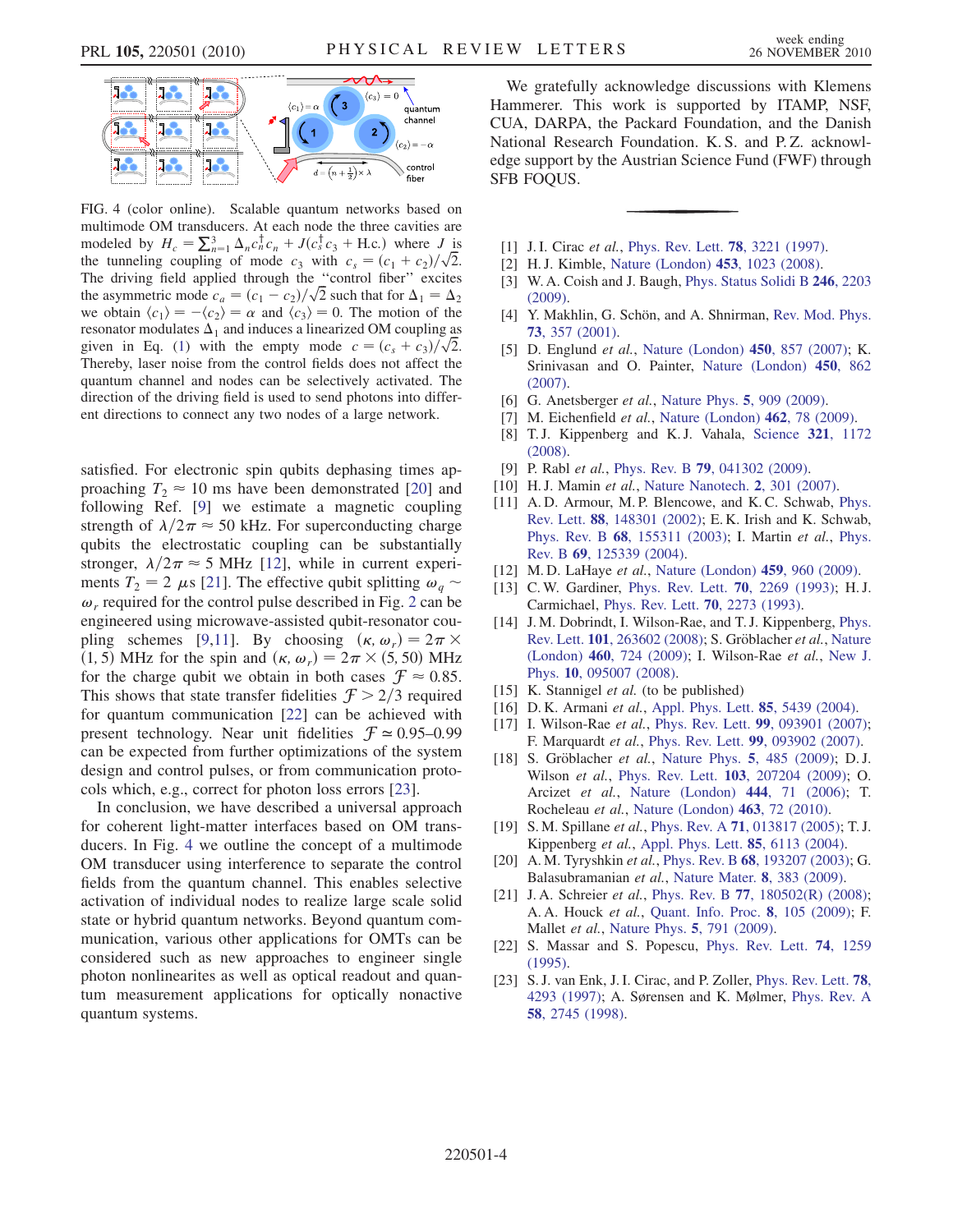FIG. 4 (color online). Scalable quantum networks based on multimode OM transducers. At each node the three cavities are modeled by $H_c = \sum_{n=1}^{3} \Delta_n c_n^\dagger c_n + J(c_s^\dagger c_3 + \text{H.c.})$ where $J$ is the tunneling coupling of mode $c_3$ with $c_s = (c_1 + c_2)/\sqrt{2}$. The driving field applied through the "control fiber" excites the asymmetric mode $c_a = (c_1 - c_2)/\sqrt{2}$ such that for $\Delta_1 = \Delta_2$ we obtain $\langle c_1 \rangle = -\langle c_2 \rangle = \alpha$ and $\langle c_3 \rangle = 0$. The motion of the resonator modulates $\Delta_1$ and induces a linearized OM coupling as given in Eq. (1) with the empty mode $c = (c_s + c_3)/\sqrt{2}$. Thereby, laser noise from the control fields does not affect the quantum channel and nodes can be selectively activated. The direction of the driving field is used to send photons into different directions to connect any two nodes of a large network.

satisfied. For electronic spin qubits dephasing times approaching $T_2 \approx 10$ ms have been demonstrated [20] and following Ref. [9] we estimate a magnetic coupling strength of $\lambda/2\pi \approx 50$ kHz. For superconducting charge qubits the electrostatic coupling can be substantially stronger, $\lambda/2\pi \approx 5$ MHz [12], while in current experiments $T_2 = 2\ \mu$s [21]. The effective qubit splitting $\omega_q \sim \omega_r$ required for the control pulse described in Fig. 2 can be engineered using microwave-assisted qubit-resonator coupling schemes [9,11]. By choosing $(\kappa, \omega_r) = 2\pi \times (1, 5)$ MHz for the spin and $(\kappa, \omega_r) = 2\pi \times (5, 50)$ MHz for the charge qubit we obtain in both cases $\mathcal{F} \approx 0.85$. This shows that state transfer fidelities $\mathcal{F} > 2/3$ required for quantum communication [22] can be achieved with present technology. Near unit fidelities $\mathcal{F} \simeq 0.95$–$0.99$ can be expected from further optimizations of the system design and control pulses, or from communication protocols which, e.g., correct for photon loss errors [23].

In conclusion, we have described a universal approach for coherent light-matter interfaces based on OM transducers. In Fig. 4 we outline the concept of a multimode OM transducer using interference to separate the control fields from the quantum channel. This enables selective activation of individual nodes to realize large scale solid state or hybrid quantum networks. Beyond quantum communication, various other applications for OMTs can be considered such as new approaches to engineer single photon nonlinearites as well as optical readout and quantum measurement applications for optically nonactive quantum systems.

We gratefully acknowledge discussions with Klemens Hammerer. This work is supported by ITAMP, NSF, CUA, DARPA, the Packard Foundation, and the Danish National Research Foundation. K. S. and P. Z. acknowledge support by the Austrian Science Fund (FWF) through SFB FOQUS.

[1] J. I. Cirac *et al.*, Phys. Rev. Lett. **78**, 3221 (1997).

[2] H. J. Kimble, Nature (London) **453**, 1023 (2008).

[3] W. A. Coish and J. Baugh, Phys. Status Solidi B **246**, 2203 (2009).

[4] Y. Makhlin, G. Schön, and A. Shnirman, Rev. Mod. Phys. **73**, 357 (2001).

[5] D. Englund *et al.*, Nature (London) **450**, 857 (2007); K. Srinivasan and O. Painter, Nature (London) **450**, 862 (2007).

[6] G. Anetsberger *et al.*, Nature Phys. **5**, 909 (2009).

[7] M. Eichenfield *et al.*, Nature (London) **462**, 78 (2009).

[8] T. J. Kippenberg and K. J. Vahala, Science **321**, 1172 (2008).

[9] P. Rabl *et al.*, Phys. Rev. B **79**, 041302 (2009).

[10] H. J. Mamin *et al.*, Nature Nanotech. **2**, 301 (2007).

[11] A. D. Armour, M. P. Blencowe, and K. C. Schwab, Phys. Rev. Lett. **88**, 148301 (2002); E. K. Irish and K. Schwab, Phys. Rev. B **68**, 155311 (2003); I. Martin *et al.*, Phys. Rev. B **69**, 125339 (2004).

[12] M. D. LaHaye *et al.*, Nature (London) **459**, 960 (2009).

[13] C. W. Gardiner, Phys. Rev. Lett. **70**, 2269 (1993); H. J. Carmichael, Phys. Rev. Lett. **70**, 2273 (1993).

[14] J. M. Dobrindt, I. Wilson-Rae, and T. J. Kippenberg, Phys. Rev. Lett. **101**, 263602 (2008); S. Gröblacher *et al.*, Nature (London) **460**, 724 (2009); I. Wilson-Rae *et al.*, New J. Phys. **10**, 095007 (2008).

[15] K. Stannigel *et al.* (to be published)

[16] D. K. Armani *et al.*, Appl. Phys. Lett. **85**, 5439 (2004).

[17] I. Wilson-Rae *et al.*, Phys. Rev. Lett. **99**, 093901 (2007); F. Marquardt *et al.*, Phys. Rev. Lett. **99**, 093902 (2007).

[18] S. Gröblacher *et al.*, Nature Phys. **5**, 485 (2009); D. J. Wilson *et al.*, Phys. Rev. Lett. **103**, 207204 (2009); O. Arcizet *et al.*, Nature (London) **444**, 71 (2006); T. Rocheleau *et al.*, Nature (London) **463**, 72 (2010).

[19] S. M. Spillane *et al.*, Phys. Rev. A **71**, 013817 (2005); T. J. Kippenberg *et al.*, Appl. Phys. Lett. **85**, 6113 (2004).

[20] A. M. Tyryshkin *et al.*, Phys. Rev. B **68**, 193207 (2003); G. Balasubramanian *et al.*, Nature Mater. **8**, 383 (2009).

[21] J. A. Schreier *et al.*, Phys. Rev. B **77**, 180502(R) (2008); A. A. Houck *et al.*, Quant. Info. Proc. **8**, 105 (2009); F. Mallet *et al.*, Nature Phys. **5**, 791 (2009).

[22] S. Massar and S. Popescu, Phys. Rev. Lett. **74**, 1259 (1995).

[23] S. J. van Enk, J. I. Cirac, and P. Zoller, Phys. Rev. Lett. **78**, 4293 (1997); A. Sørensen and K. Mølmer, Phys. Rev. A **58**, 2745 (1998).